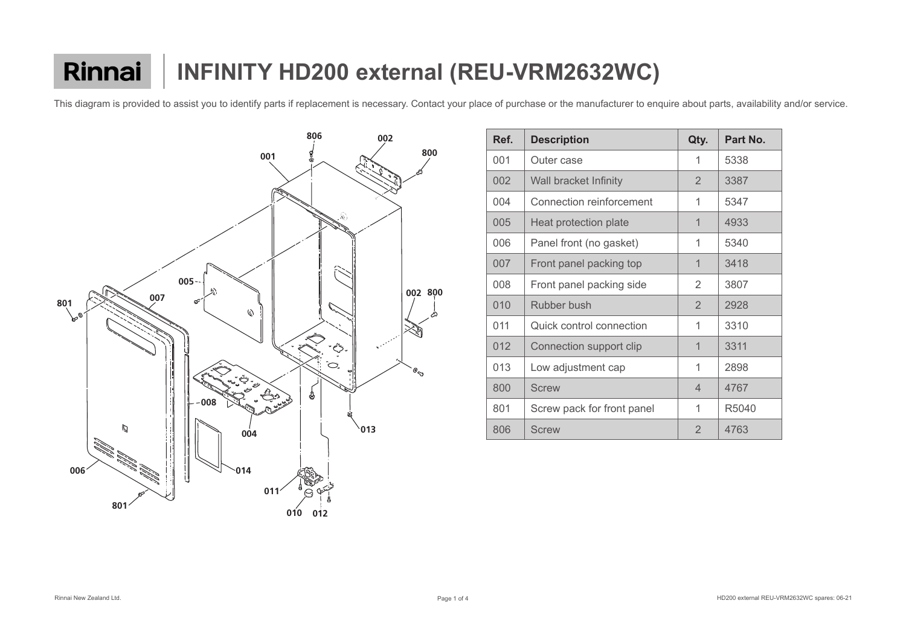# Rinnai | INFINITY HD200 external (REU-VRM2632WC)

This diagram is provided to assist you to identify parts if replacement is necessary. Contact your place of purchase or the manufacturer to enquire about parts, availability and/or service.

| Ref. | Description | Qty. | Part No. |
|---|---|---|---|
| 001 | Outer case | 1 | 5338 |
| 002 | Wall bracket Infinity | 2 | 3387 |
| 004 | Connection reinforcement | 1 | 5347 |
| 005 | Heat protection plate | 1 | 4933 |
| 006 | Panel front (no gasket) | 1 | 5340 |
| 007 | Front panel packing top | 1 | 3418 |
| 008 | Front panel packing side | 2 | 3807 |
| 010 | Rubber bush | 2 | 2928 |
| 011 | Quick control connection | 1 | 3310 |
| 012 | Connection support clip | 1 | 3311 |
| 013 | Low adjustment cap | 1 | 2898 |
| 800 | Screw | 4 | 4767 |
| 801 | Screw pack for front panel | 1 | R5040 |
| 806 | Screw | 2 | 4763 |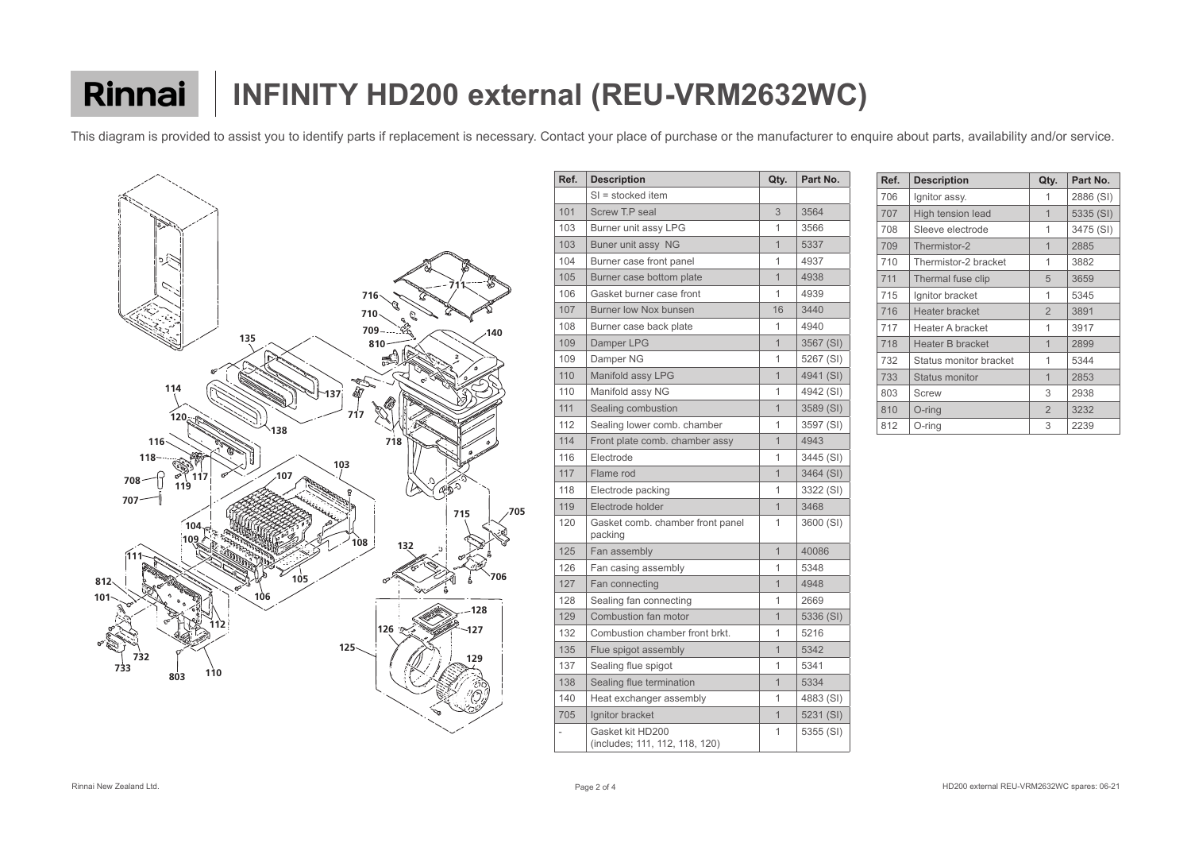# Rinnai | INFINITY HD200 external (REU-VRM2632WC)

This diagram is provided to assist you to identify parts if replacement is necessary. Contact your place of purchase or the manufacturer to enquire about parts, availability and/or service.

| Ref. | Description | Qty. | Part No. |
|---|---|---|---|
| | SI = stocked item | | |
| 101 | Screw T.P seal | 3 | 3564 |
| 103 | Burner unit assy LPG | 1 | 3566 |
| 103 | Buner unit assy NG | 1 | 5337 |
| 104 | Burner case front panel | 1 | 4937 |
| 105 | Burner case bottom plate | 1 | 4938 |
| 106 | Gasket burner case front | 1 | 4939 |
| 107 | Burner low Nox bunsen | 16 | 3440 |
| 108 | Burner case back plate | 1 | 4940 |
| 109 | Damper LPG | 1 | 3567 (SI) |
| 109 | Damper NG | 1 | 5267 (SI) |
| 110 | Manifold assy LPG | 1 | 4941 (SI) |
| 110 | Manifold assy NG | 1 | 4942 (SI) |
| 111 | Sealing combustion | 1 | 3589 (SI) |
| 112 | Sealing lower comb. chamber | 1 | 3597 (SI) |
| 114 | Front plate comb. chamber assy | 1 | 4943 |
| 116 | Electrode | 1 | 3445 (SI) |
| 117 | Flame rod | 1 | 3464 (SI) |
| 118 | Electrode packing | 1 | 3322 (SI) |
| 119 | Electrode holder | 1 | 3468 |
| 120 | Gasket comb. chamber front panel packing | 1 | 3600 (SI) |
| 125 | Fan assembly | 1 | 40086 |
| 126 | Fan casing assembly | 1 | 5348 |
| 127 | Fan connecting | 1 | 4948 |
| 128 | Sealing fan connecting | 1 | 2669 |
| 129 | Combustion fan motor | 1 | 5336 (SI) |
| 132 | Combustion chamber front brkt. | 1 | 5216 |
| 135 | Flue spigot assembly | 1 | 5342 |
| 137 | Sealing flue spigot | 1 | 5341 |
| 138 | Sealing flue termination | 1 | 5334 |
| 140 | Heat exchanger assembly | 1 | 4883 (SI) |
| 705 | Ignitor bracket | 1 | 5231 (SI) |
| - | Gasket kit HD200 (includes; 111, 112, 118, 120) | 1 | 5355 (SI) |

| Ref. | Description | Qty. | Part No. |
|---|---|---|---|
| 706 | Ignitor assy. | 1 | 2886 (SI) |
| 707 | High tension lead | 1 | 5335 (SI) |
| 708 | Sleeve electrode | 1 | 3475 (SI) |
| 709 | Thermistor-2 | 1 | 2885 |
| 710 | Thermistor-2 bracket | 1 | 3882 |
| 711 | Thermal fuse clip | 5 | 3659 |
| 715 | Ignitor bracket | 1 | 5345 |
| 716 | Heater bracket | 2 | 3891 |
| 717 | Heater A bracket | 1 | 3917 |
| 718 | Heater B bracket | 1 | 2899 |
| 732 | Status monitor bracket | 1 | 5344 |
| 733 | Status monitor | 1 | 2853 |
| 803 | Screw | 3 | 2938 |
| 810 | O-ring | 2 | 3232 |
| 812 | O-ring | 3 | 2239 |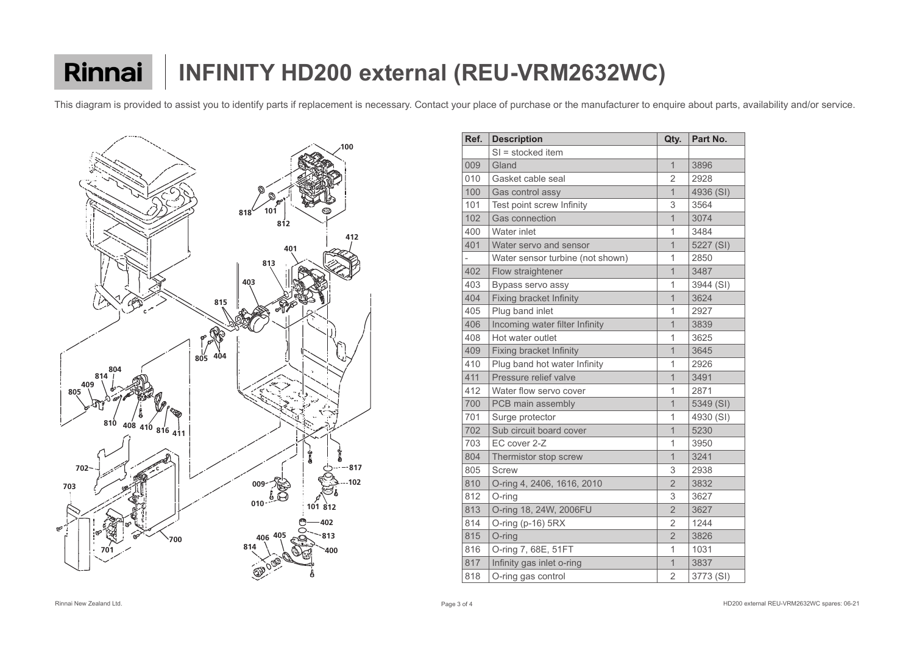# Rinnai | INFINITY HD200 external (REU-VRM2632WC)

This diagram is provided to assist you to identify parts if replacement is necessary. Contact your place of purchase or the manufacturer to enquire about parts, availability and/or service.

| Ref. | Description | Qty. | Part No. |
|---|---|---|---|
| | SI = stocked item | | |
| 009 | Gland | 1 | 3896 |
| 010 | Gasket cable seal | 2 | 2928 |
| 100 | Gas control assy | 1 | 4936 (SI) |
| 101 | Test point screw Infinity | 3 | 3564 |
| 102 | Gas connection | 1 | 3074 |
| 400 | Water inlet | 1 | 3484 |
| 401 | Water servo and sensor | 1 | 5227 (SI) |
| - | Water sensor turbine (not shown) | 1 | 2850 |
| 402 | Flow straightener | 1 | 3487 |
| 403 | Bypass servo assy | 1 | 3944 (SI) |
| 404 | Fixing bracket Infinity | 1 | 3624 |
| 405 | Plug band inlet | 1 | 2927 |
| 406 | Incoming water filter Infinity | 1 | 3839 |
| 408 | Hot water outlet | 1 | 3625 |
| 409 | Fixing bracket Infinity | 1 | 3645 |
| 410 | Plug band hot water Infinity | 1 | 2926 |
| 411 | Pressure relief valve | 1 | 3491 |
| 412 | Water flow servo cover | 1 | 2871 |
| 700 | PCB main assembly | 1 | 5349 (SI) |
| 701 | Surge protector | 1 | 4930 (SI) |
| 702 | Sub circuit board cover | 1 | 5230 |
| 703 | EC cover 2-Z | 1 | 3950 |
| 804 | Thermistor stop screw | 1 | 3241 |
| 805 | Screw | 3 | 2938 |
| 810 | O-ring 4, 2406, 1616, 2010 | 2 | 3832 |
| 812 | O-ring | 3 | 3627 |
| 813 | O-ring 18, 24W, 2006FU | 2 | 3627 |
| 814 | O-ring (p-16) 5RX | 2 | 1244 |
| 815 | O-ring | 2 | 3826 |
| 816 | O-ring 7, 68E, 51FT | 1 | 1031 |
| 817 | Infinity gas inlet o-ring | 1 | 3837 |
| 818 | O-ring gas control | 2 | 3773 (SI) |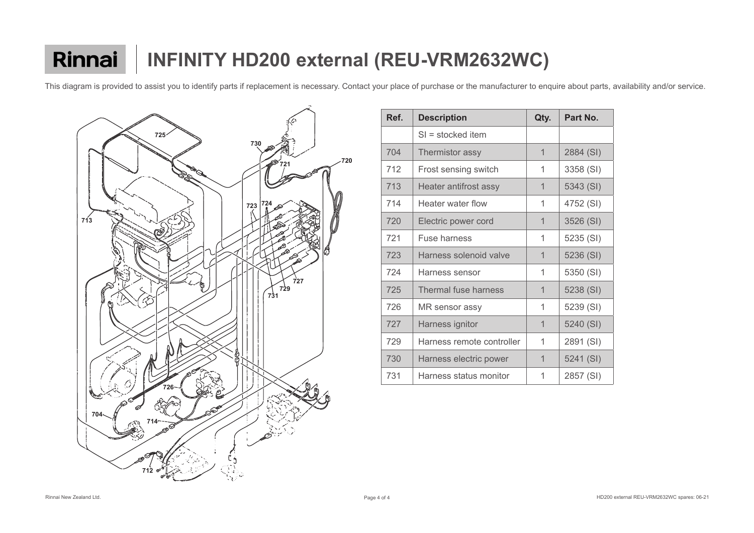# INFINITY HD200 external (REU-VRM2632WC)

This diagram is provided to assist you to identify parts if replacement is necessary. Contact your place of purchase or the manufacturer to enquire about parts, availability and/or service.

725
730
720
721
713
723
724
727
729
731
726
704
714
712

| Ref. | Description | Qty. | Part No. |
|---|---|---|---|
| | SI = stocked item | | |
| 704 | Thermistor assy | 1 | 2884 (SI) |
| 712 | Frost sensing switch | 1 | 3358 (SI) |
| 713 | Heater antifrost assy | 1 | 5343 (SI) |
| 714 | Heater water flow | 1 | 4752 (SI) |
| 720 | Electric power cord | 1 | 3526 (SI) |
| 721 | Fuse harness | 1 | 5235 (SI) |
| 723 | Harness solenoid valve | 1 | 5236 (SI) |
| 724 | Harness sensor | 1 | 5350 (SI) |
| 725 | Thermal fuse harness | 1 | 5238 (SI) |
| 726 | MR sensor assy | 1 | 5239 (SI) |
| 727 | Harness ignitor | 1 | 5240 (SI) |
| 729 | Harness remote controller | 1 | 2891 (SI) |
| 730 | Harness electric power | 1 | 5241 (SI) |
| 731 | Harness status monitor | 1 | 2857 (SI) |